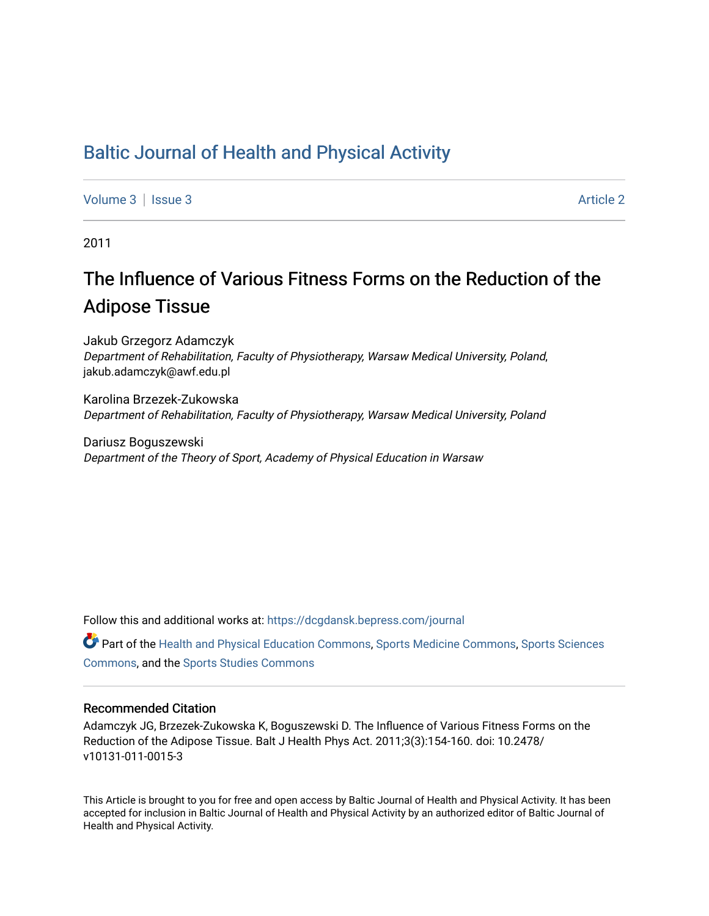# Baltic Journal of Health and Physical Activity

Volume 3 | Issue 3 Article 2

2011

## The Influence of Various Fitness Forms on the Reduction of the Adipose Tissue

Jakub Grzegorz Adamczyk
*Department of Rehabilitation, Faculty of Physiotherapy, Warsaw Medical University, Poland*, jakub.adamczyk@awf.edu.pl

Karolina Brzezek-Zukowska
*Department of Rehabilitation, Faculty of Physiotherapy, Warsaw Medical University, Poland*

Dariusz Boguszewski
*Department of the Theory of Sport, Academy of Physical Education in Warsaw*

Follow this and additional works at: https://dcgdansk.bepress.com/journal

Part of the Health and Physical Education Commons, Sports Medicine Commons, Sports Sciences Commons, and the Sports Studies Commons

### Recommended Citation

Adamczyk JG, Brzezek-Zukowska K, Boguszewski D. The Influence of Various Fitness Forms on the Reduction of the Adipose Tissue. Balt J Health Phys Act. 2011;3(3):154-160. doi: 10.2478/v10131-011-0015-3

This Article is brought to you for free and open access by Baltic Journal of Health and Physical Activity. It has been accepted for inclusion in Baltic Journal of Health and Physical Activity by an authorized editor of Baltic Journal of Health and Physical Activity.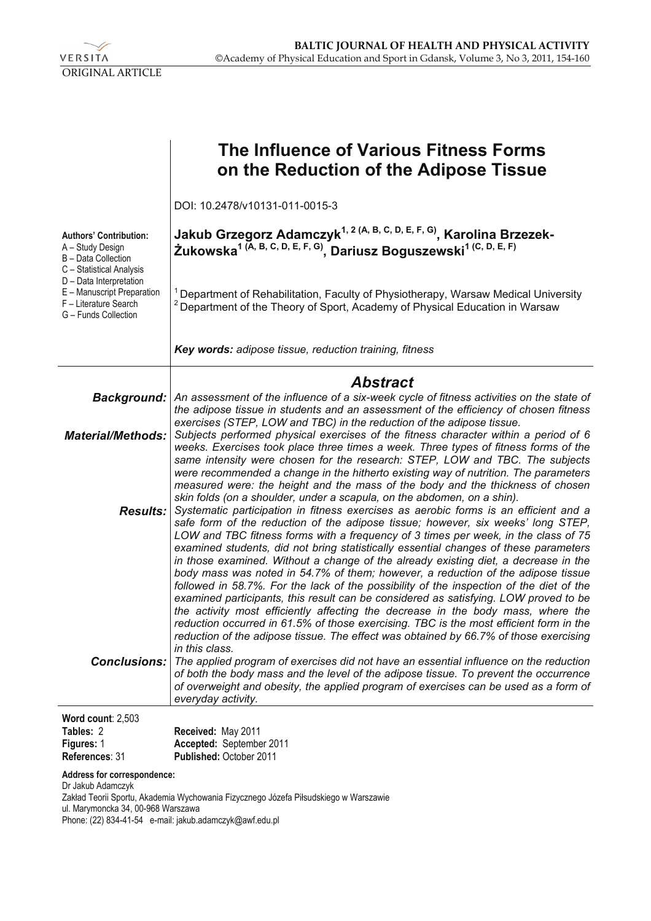ORIGINAL ARTICLE

# The Influence of Various Fitness Forms on the Reduction of the Adipose Tissue

DOI: 10.2478/v10131-011-0015-3

**Authors' Contribution:**
A – Study Design
B – Data Collection
C – Statistical Analysis
D – Data Interpretation
E – Manuscript Preparation
F – Literature Search
G – Funds Collection

**Jakub Grzegorz Adamczyk[1, 2 (A, B, C, D, E, F, G)], Karolina Brzezek-Żukowska[1 (A, B, C, D, E, F, G)], Dariusz Boguszewski[1 (C, D, E, F)]**

[1] Department of Rehabilitation, Faculty of Physiotherapy, Warsaw Medical University
[2] Department of the Theory of Sport, Academy of Physical Education in Warsaw

***Key words:** adipose tissue, reduction training, fitness*

## Abstract

***Background:*** *An assessment of the influence of a six-week cycle of fitness activities on the state of the adipose tissue in students and an assessment of the efficiency of chosen fitness exercises (STEP, LOW and TBC) in the reduction of the adipose tissue.*

***Material/Methods:*** *Subjects performed physical exercises of the fitness character within a period of 6 weeks. Exercises took place three times a week. Three types of fitness forms of the same intensity were chosen for the research: STEP, LOW and TBC. The subjects were recommended a change in the hitherto existing way of nutrition. The parameters measured were: the height and the mass of the body and the thickness of chosen skin folds (on a shoulder, under a scapula, on the abdomen, on a shin).*

***Results:*** *Systematic participation in fitness exercises as aerobic forms is an efficient and a safe form of the reduction of the adipose tissue; however, six weeks' long STEP, LOW and TBC fitness forms with a frequency of 3 times per week, in the class of 75 examined students, did not bring statistically essential changes of these parameters in those examined. Without a change of the already existing diet, a decrease in the body mass was noted in 54.7% of them; however, a reduction of the adipose tissue followed in 58.7%. For the lack of the possibility of the inspection of the diet of the examined participants, this result can be considered as satisfying. LOW proved to be the activity most efficiently affecting the decrease in the body mass, where the reduction occurred in 61.5% of those exercising. TBC is the most efficient form in the reduction of the adipose tissue. The effect was obtained by 66.7% of those exercising in this class.*

***Conclusions:*** *The applied program of exercises did not have an essential influence on the reduction of both the body mass and the level of the adipose tissue. To prevent the occurrence of overweight and obesity, the applied program of exercises can be used as a form of everyday activity.*

**Word count**: 2,503
**Tables:** 2
**Figures:** 1
**References**: 31

**Received:** May 2011
**Accepted:** September 2011
**Published:** October 2011

**Address for correspondence:**
Dr Jakub Adamczyk
Zakład Teorii Sportu, Akademia Wychowania Fizycznego Józefa Piłsudskiego w Warszawie
ul. Marymoncka 34, 00-968 Warszawa
Phone: (22) 834-41-54 e-mail: jakub.adamczyk@awf.edu.pl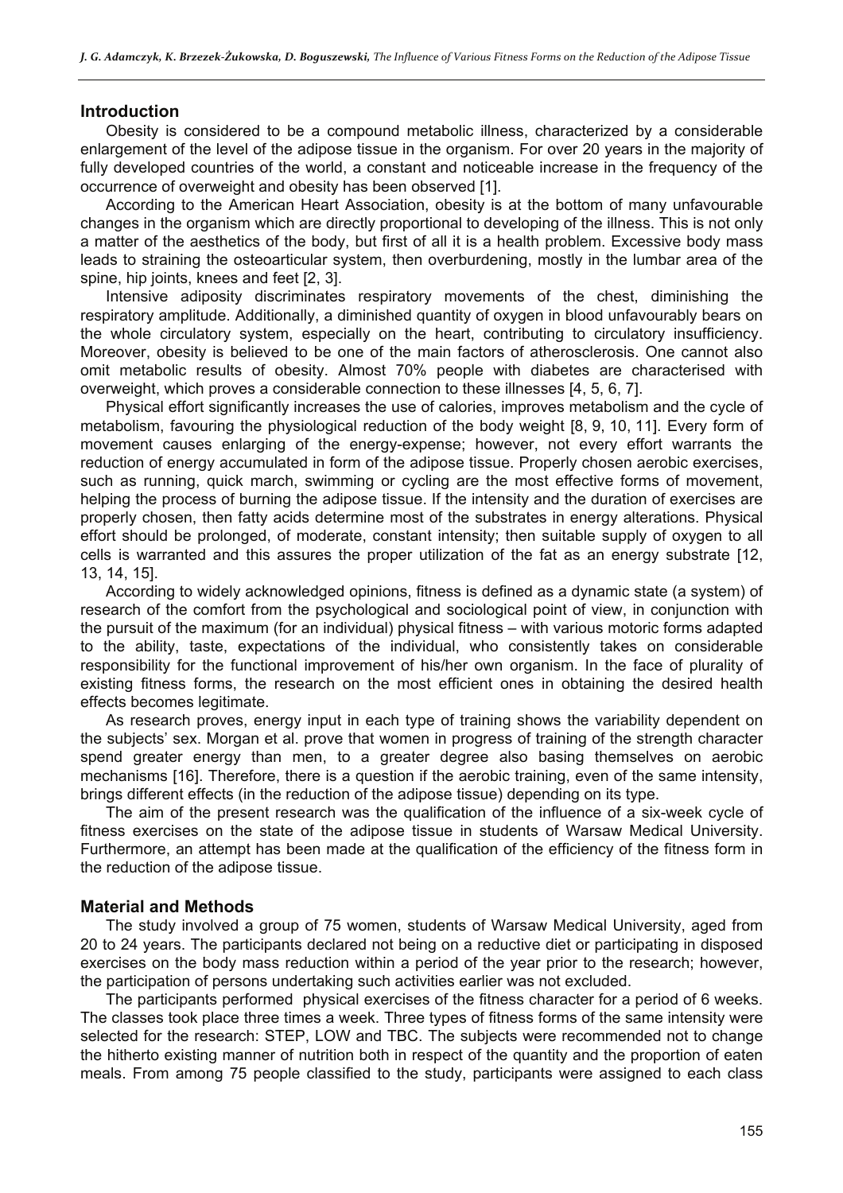## Introduction

Obesity is considered to be a compound metabolic illness, characterized by a considerable enlargement of the level of the adipose tissue in the organism. For over 20 years in the majority of fully developed countries of the world, a constant and noticeable increase in the frequency of the occurrence of overweight and obesity has been observed [1].

According to the American Heart Association, obesity is at the bottom of many unfavourable changes in the organism which are directly proportional to developing of the illness. This is not only a matter of the aesthetics of the body, but first of all it is a health problem. Excessive body mass leads to straining the osteoarticular system, then overburdening, mostly in the lumbar area of the spine, hip joints, knees and feet [2, 3].

Intensive adiposity discriminates respiratory movements of the chest, diminishing the respiratory amplitude. Additionally, a diminished quantity of oxygen in blood unfavourably bears on the whole circulatory system, especially on the heart, contributing to circulatory insufficiency. Moreover, obesity is believed to be one of the main factors of atherosclerosis. One cannot also omit metabolic results of obesity. Almost 70% people with diabetes are characterised with overweight, which proves a considerable connection to these illnesses [4, 5, 6, 7].

Physical effort significantly increases the use of calories, improves metabolism and the cycle of metabolism, favouring the physiological reduction of the body weight [8, 9, 10, 11]. Every form of movement causes enlarging of the energy-expense; however, not every effort warrants the reduction of energy accumulated in form of the adipose tissue. Properly chosen aerobic exercises, such as running, quick march, swimming or cycling are the most effective forms of movement, helping the process of burning the adipose tissue. If the intensity and the duration of exercises are properly chosen, then fatty acids determine most of the substrates in energy alterations. Physical effort should be prolonged, of moderate, constant intensity; then suitable supply of oxygen to all cells is warranted and this assures the proper utilization of the fat as an energy substrate [12, 13, 14, 15].

According to widely acknowledged opinions, fitness is defined as a dynamic state (a system) of research of the comfort from the psychological and sociological point of view, in conjunction with the pursuit of the maximum (for an individual) physical fitness – with various motoric forms adapted to the ability, taste, expectations of the individual, who consistently takes on considerable responsibility for the functional improvement of his/her own organism. In the face of plurality of existing fitness forms, the research on the most efficient ones in obtaining the desired health effects becomes legitimate.

As research proves, energy input in each type of training shows the variability dependent on the subjects' sex. Morgan et al. prove that women in progress of training of the strength character spend greater energy than men, to a greater degree also basing themselves on aerobic mechanisms [16]. Therefore, there is a question if the aerobic training, even of the same intensity, brings different effects (in the reduction of the adipose tissue) depending on its type.

The aim of the present research was the qualification of the influence of a six-week cycle of fitness exercises on the state of the adipose tissue in students of Warsaw Medical University. Furthermore, an attempt has been made at the qualification of the efficiency of the fitness form in the reduction of the adipose tissue.

## Material and Methods

The study involved a group of 75 women, students of Warsaw Medical University, aged from 20 to 24 years. The participants declared not being on a reductive diet or participating in disposed exercises on the body mass reduction within a period of the year prior to the research; however, the participation of persons undertaking such activities earlier was not excluded.

The participants performed physical exercises of the fitness character for a period of 6 weeks. The classes took place three times a week. Three types of fitness forms of the same intensity were selected for the research: STEP, LOW and TBC. The subjects were recommended not to change the hitherto existing manner of nutrition both in respect of the quantity and the proportion of eaten meals. From among 75 people classified to the study, participants were assigned to each class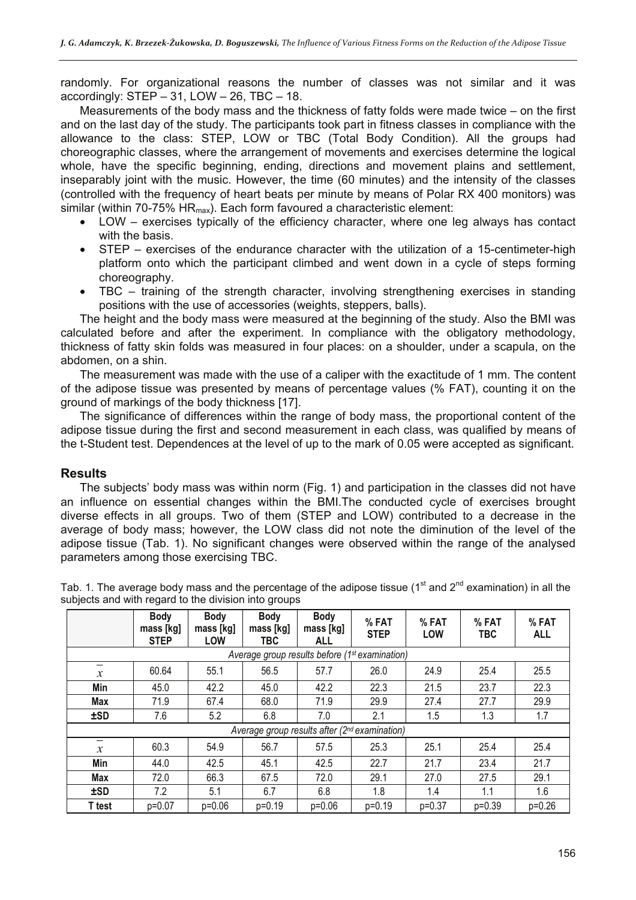randomly. For organizational reasons the number of classes was not similar and it was accordingly: STEP – 31, LOW – 26, TBC – 18.

Measurements of the body mass and the thickness of fatty folds were made twice – on the first and on the last day of the study. The participants took part in fitness classes in compliance with the allowance to the class: STEP, LOW or TBC (Total Body Condition). All the groups had choreographic classes, where the arrangement of movements and exercises determine the logical whole, have the specific beginning, ending, directions and movement plains and settlement, inseparably joint with the music. However, the time (60 minutes) and the intensity of the classes (controlled with the frequency of heart beats per minute by means of Polar RX 400 monitors) was similar (within 70-75% $HR_{max}$). Each form favoured a characteristic element:

- LOW – exercises typically of the efficiency character, where one leg always has contact with the basis.
- STEP – exercises of the endurance character with the utilization of a 15-centimeter-high platform onto which the participant climbed and went down in a cycle of steps forming choreography.
- TBC – training of the strength character, involving strengthening exercises in standing positions with the use of accessories (weights, steppers, balls).

The height and the body mass were measured at the beginning of the study. Also the BMI was calculated before and after the experiment. In compliance with the obligatory methodology, thickness of fatty skin folds was measured in four places: on a shoulder, under a scapula, on the abdomen, on a shin.

The measurement was made with the use of a caliper with the exactitude of 1 mm. The content of the adipose tissue was presented by means of percentage values (% FAT), counting it on the ground of markings of the body thickness [17].

The significance of differences within the range of body mass, the proportional content of the adipose tissue during the first and second measurement in each class, was qualified by means of the t-Student test. Dependences at the level of up to the mark of 0.05 were accepted as significant.

## Results

The subjects' body mass was within norm (Fig. 1) and participation in the classes did not have an influence on essential changes within the BMI.The conducted cycle of exercises brought diverse effects in all groups. Two of them (STEP and LOW) contributed to a decrease in the average of body mass; however, the LOW class did not note the diminution of the level of the adipose tissue (Tab. 1). No significant changes were observed within the range of the analysed parameters among those exercising TBC.

Tab. 1. The average body mass and the percentage of the adipose tissue (1st and 2nd examination) in all the subjects and with regard to the division into groups

| | Body mass [kg] STEP | Body mass [kg] LOW | Body mass [kg] TBC | Body mass [kg] ALL | % FAT STEP | % FAT LOW | % FAT TBC | % FAT ALL |
|---|---|---|---|---|---|---|---|---|
| *Average group results before (1st examination)* | | | | | | | | |
| $\bar{x}$ | 60.64 | 55.1 | 56.5 | 57.7 | 26.0 | 24.9 | 25.4 | 25.5 |
| Min | 45.0 | 42.2 | 45.0 | 42.2 | 22.3 | 21.5 | 23.7 | 22.3 |
| Max | 71.9 | 67.4 | 68.0 | 71.9 | 29.9 | 27.4 | 27.7 | 29.9 |
| ±SD | 7.6 | 5.2 | 6.8 | 7.0 | 2.1 | 1.5 | 1.3 | 1.7 |
| *Average group results after (2nd examination)* | | | | | | | | |
| $\bar{x}$ | 60.3 | 54.9 | 56.7 | 57.5 | 25.3 | 25.1 | 25.4 | 25.4 |
| Min | 44.0 | 42.5 | 45.1 | 42.5 | 22.7 | 21.7 | 23.4 | 21.7 |
| Max | 72.0 | 66.3 | 67.5 | 72.0 | 29.1 | 27.0 | 27.5 | 29.1 |
| ±SD | 7.2 | 5.1 | 6.7 | 6.8 | 1.8 | 1.4 | 1.1 | 1.6 |
| T test | p=0.07 | p=0.06 | p=0.19 | p=0.06 | p=0.19 | p=0.37 | p=0.39 | p=0.26 |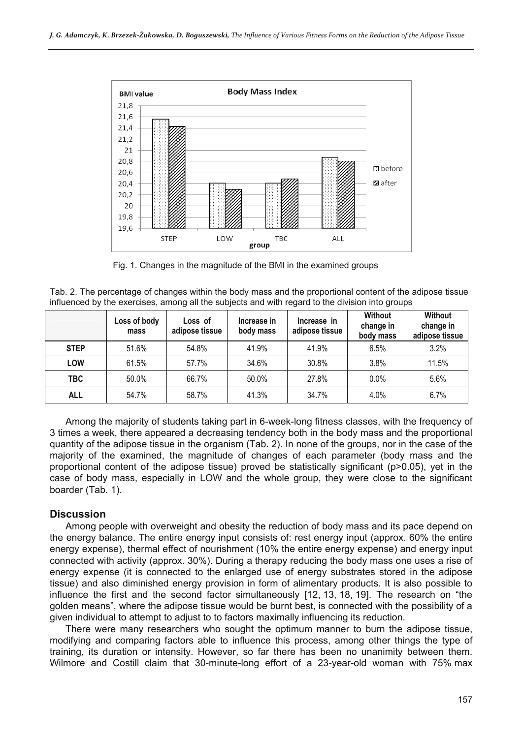Fig. 1. Changes in the magnitude of the BMI in the examined groups

Tab. 2. The percentage of changes within the body mass and the proportional content of the adipose tissue influenced by the exercises, among all the subjects and with regard to the division into groups

| | Loss of body mass | Loss of adipose tissue | Increase in body mass | Increase in adipose tissue | Without change in body mass | Without change in adipose tissue |
|---|---|---|---|---|---|---|
| **STEP** | 51.6% | 54.8% | 41.9% | 41.9% | 6.5% | 3.2% |
| **LOW** | 61.5% | 57.7% | 34.6% | 30.8% | 3.8% | 11.5% |
| **TBC** | 50.0% | 66.7% | 50.0% | 27.8% | 0.0% | 5.6% |
| **ALL** | 54.7% | 58.7% | 41.3% | 34.7% | 4.0% | 6.7% |

Among the majority of students taking part in 6-week-long fitness classes, with the frequency of 3 times a week, there appeared a decreasing tendency both in the body mass and the proportional quantity of the adipose tissue in the organism (Tab. 2). In none of the groups, nor in the case of the majority of the examined, the magnitude of changes of each parameter (body mass and the proportional content of the adipose tissue) proved be statistically significant ($p>0.05$), yet in the case of body mass, especially in LOW and the whole group, they were close to the significant boarder (Tab. 1).

## Discussion

Among people with overweight and obesity the reduction of body mass and its pace depend on the energy balance. The entire energy input consists of: rest energy input (approx. 60% the entire energy expense), thermal effect of nourishment (10% the entire energy expense) and energy input connected with activity (approx. 30%). During a therapy reducing the body mass one uses a rise of energy expense (it is connected to the enlarged use of energy substrates stored in the adipose tissue) and also diminished energy provision in form of alimentary products. It is also possible to influence the first and the second factor simultaneously [12, 13, 18, 19]. The research on "the golden means", where the adipose tissue would be burnt best, is connected with the possibility of a given individual to attempt to adjust to to factors maximally influencing its reduction.

There were many researchers who sought the optimum manner to burn the adipose tissue, modifying and comparing factors able to influence this process, among other things the type of training, its duration or intensity. However, so far there has been no unanimity between them. Wilmore and Costill claim that 30-minute-long effort of a 23-year-old woman with 75% max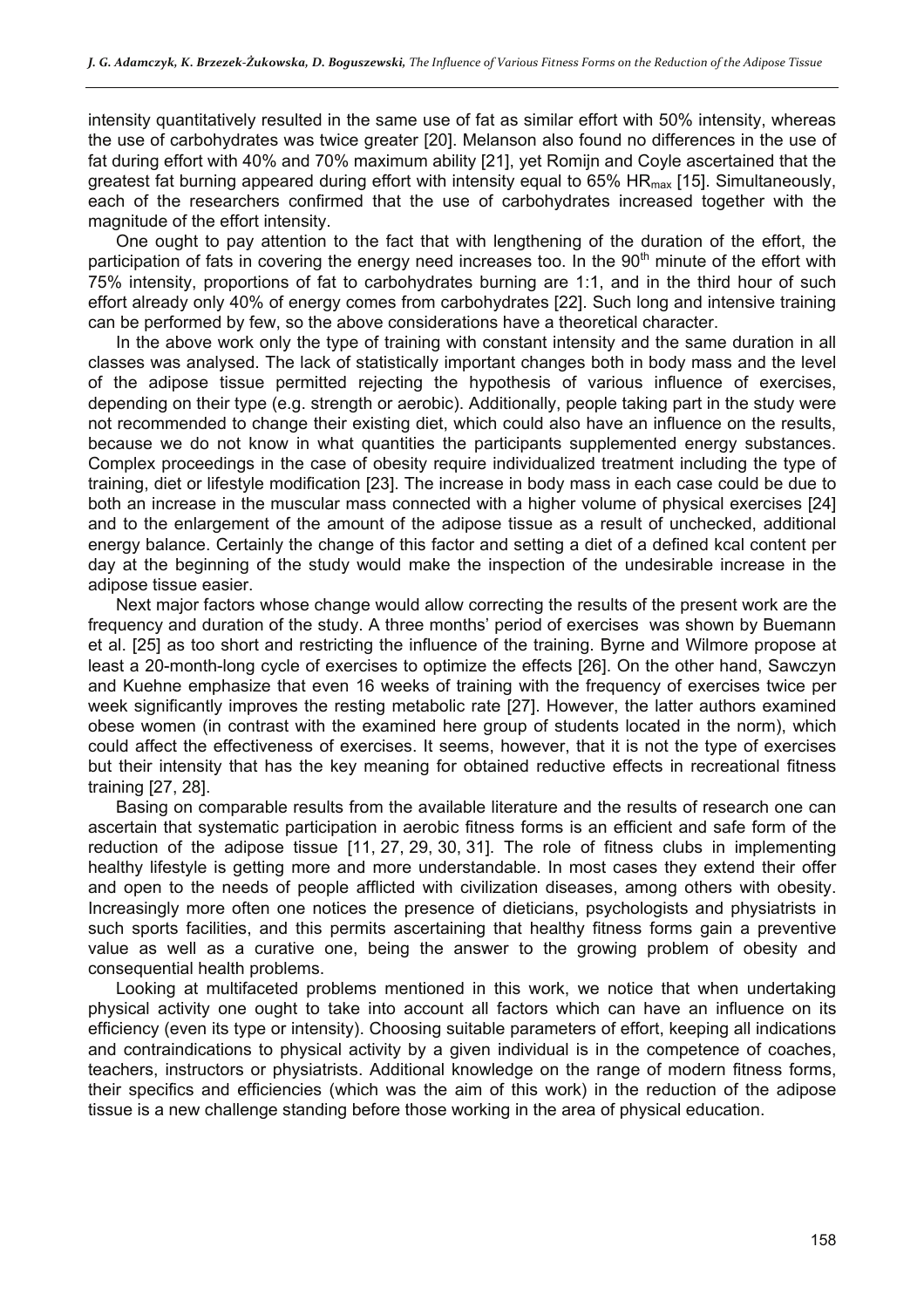intensity quantitatively resulted in the same use of fat as similar effort with 50% intensity, whereas the use of carbohydrates was twice greater [20]. Melanson also found no differences in the use of fat during effort with 40% and 70% maximum ability [21], yet Romijn and Coyle ascertained that the greatest fat burning appeared during effort with intensity equal to 65% $HR_{max}$ [15]. Simultaneously, each of the researchers confirmed that the use of carbohydrates increased together with the magnitude of the effort intensity.

One ought to pay attention to the fact that with lengthening of the duration of the effort, the participation of fats in covering the energy need increases too. In the 90th minute of the effort with 75% intensity, proportions of fat to carbohydrates burning are 1:1, and in the third hour of such effort already only 40% of energy comes from carbohydrates [22]. Such long and intensive training can be performed by few, so the above considerations have a theoretical character.

In the above work only the type of training with constant intensity and the same duration in all classes was analysed. The lack of statistically important changes both in body mass and the level of the adipose tissue permitted rejecting the hypothesis of various influence of exercises, depending on their type (e.g. strength or aerobic). Additionally, people taking part in the study were not recommended to change their existing diet, which could also have an influence on the results, because we do not know in what quantities the participants supplemented energy substances. Complex proceedings in the case of obesity require individualized treatment including the type of training, diet or lifestyle modification [23]. The increase in body mass in each case could be due to both an increase in the muscular mass connected with a higher volume of physical exercises [24] and to the enlargement of the amount of the adipose tissue as a result of unchecked, additional energy balance. Certainly the change of this factor and setting a diet of a defined kcal content per day at the beginning of the study would make the inspection of the undesirable increase in the adipose tissue easier.

Next major factors whose change would allow correcting the results of the present work are the frequency and duration of the study. A three months' period of exercises was shown by Buemann et al. [25] as too short and restricting the influence of the training. Byrne and Wilmore propose at least a 20-month-long cycle of exercises to optimize the effects [26]. On the other hand, Sawczyn and Kuehne emphasize that even 16 weeks of training with the frequency of exercises twice per week significantly improves the resting metabolic rate [27]. However, the latter authors examined obese women (in contrast with the examined here group of students located in the norm), which could affect the effectiveness of exercises. It seems, however, that it is not the type of exercises but their intensity that has the key meaning for obtained reductive effects in recreational fitness training [27, 28].

Basing on comparable results from the available literature and the results of research one can ascertain that systematic participation in aerobic fitness forms is an efficient and safe form of the reduction of the adipose tissue [11, 27, 29, 30, 31]. The role of fitness clubs in implementing healthy lifestyle is getting more and more understandable. In most cases they extend their offer and open to the needs of people afflicted with civilization diseases, among others with obesity. Increasingly more often one notices the presence of dieticians, psychologists and physiatrists in such sports facilities, and this permits ascertaining that healthy fitness forms gain a preventive value as well as a curative one, being the answer to the growing problem of obesity and consequential health problems.

Looking at multifaceted problems mentioned in this work, we notice that when undertaking physical activity one ought to take into account all factors which can have an influence on its efficiency (even its type or intensity). Choosing suitable parameters of effort, keeping all indications and contraindications to physical activity by a given individual is in the competence of coaches, teachers, instructors or physiatrists. Additional knowledge on the range of modern fitness forms, their specifics and efficiencies (which was the aim of this work) in the reduction of the adipose tissue is a new challenge standing before those working in the area of physical education.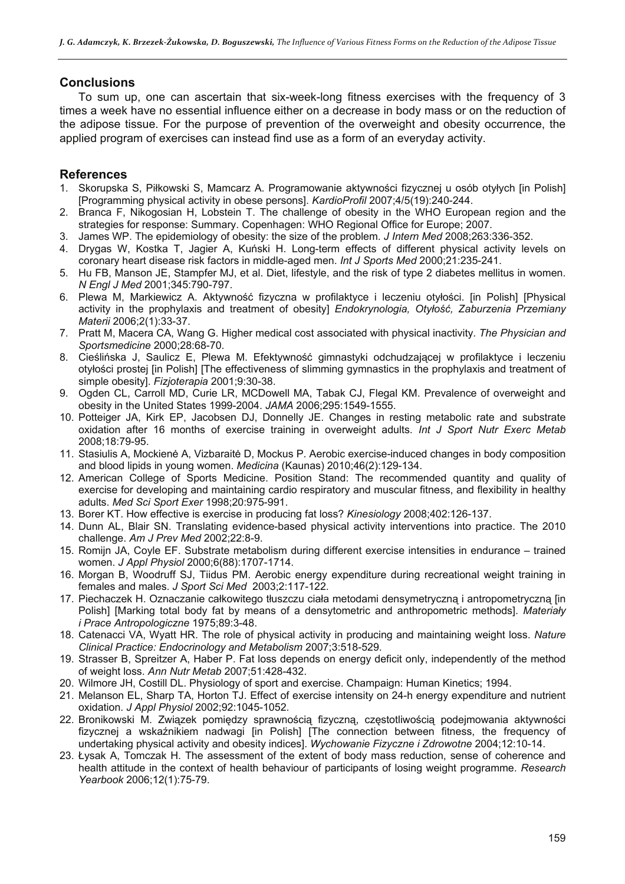## Conclusions

To sum up, one can ascertain that six-week-long fitness exercises with the frequency of 3 times a week have no essential influence either on a decrease in body mass or on the reduction of the adipose tissue. For the purpose of prevention of the overweight and obesity occurrence, the applied program of exercises can instead find use as a form of an everyday activity.

## References

1. Skorupska S, Piłkowski S, Mamcarz A. Programowanie aktywności fizycznej u osób otyłych [in Polish] [Programming physical activity in obese persons]. *KardioProfil* 2007;4/5(19):240-244.
2. Branca F, Nikogosian H, Lobstein T. The challenge of obesity in the WHO European region and the strategies for response: Summary. Copenhagen: WHO Regional Office for Europe; 2007.
3. James WP. The epidemiology of obesity: the size of the problem. *J Intern Med* 2008;263:336-352.
4. Drygas W, Kostka T, Jagier A, Kuński H. Long-term effects of different physical activity levels on coronary heart disease risk factors in middle-aged men. *Int J Sports Med* 2000;21:235-241.
5. Hu FB, Manson JE, Stampfer MJ, et al. Diet, lifestyle, and the risk of type 2 diabetes mellitus in women. *N Engl J Med* 2001;345:790-797.
6. Plewa M, Markiewicz A. Aktywność fizyczna w profilaktyce i leczeniu otyłości. [in Polish] [Physical activity in the prophylaxis and treatment of obesity] *Endokrynologia, Otyłość, Zaburzenia Przemiany Materii* 2006;2(1):33-37.
7. Pratt M, Macera CA, Wang G. Higher medical cost associated with physical inactivity. *The Physician and Sportsmedicine* 2000;28:68-70.
8. Cieślińska J, Saulicz E, Plewa M. Efektywność gimnastyki odchudzającej w profilaktyce i leczeniu otyłości prostej [in Polish] [The effectiveness of slimming gymnastics in the prophylaxis and treatment of simple obesity]. *Fizjoterapia* 2001;9:30-38.
9. Ogden CL, Carroll MD, Curie LR, MCDowell MA, Tabak CJ, Flegal KM. Prevalence of overweight and obesity in the United States 1999-2004. *JAMA* 2006;295:1549-1555.
10. Potteiger JA, Kirk EP, Jacobsen DJ, Donnelly JE. Changes in resting metabolic rate and substrate oxidation after 16 months of exercise training in overweight adults. *Int J Sport Nutr Exerc Metab* 2008;18:79-95.
11. Stasiulis A, Mockienė A, Vizbaraitė D, Mockus P. Aerobic exercise-induced changes in body composition and blood lipids in young women. *Medicina* (Kaunas) 2010;46(2):129-134.
12. American College of Sports Medicine. Position Stand: The recommended quantity and quality of exercise for developing and maintaining cardio respiratory and muscular fitness, and flexibility in healthy adults. *Med Sci Sport Exer* 1998;20:975-991.
13. Borer KT. How effective is exercise in producing fat loss? *Kinesiology* 2008;402:126-137.
14. Dunn AL, Blair SN. Translating evidence-based physical activity interventions into practice. The 2010 challenge. *Am J Prev Med* 2002;22:8-9.
15. Romijn JA, Coyle EF. Substrate metabolism during different exercise intensities in endurance – trained women. *J Appl Physiol* 2000;6(88):1707-1714.
16. Morgan B, Woodruff SJ, Tiidus PM. Aerobic energy expenditure during recreational weight training in females and males. *J Sport Sci Med* 2003;2:117-122.
17. Piechaczek H. Oznaczanie całkowitego tłuszczu ciała metodami densymetryczną i antropometryczną [in Polish] [Marking total body fat by means of a densytometric and anthropometric methods]. *Materiały i Prace Antropologiczne* 1975;89:3-48.
18. Catenacci VA, Wyatt HR. The role of physical activity in producing and maintaining weight loss. *Nature Clinical Practice: Endocrinology and Metabolism* 2007;3:518-529.
19. Strasser B, Spreitzer A, Haber P. Fat loss depends on energy deficit only, independently of the method of weight loss. *Ann Nutr Metab* 2007;51:428-432.
20. Wilmore JH, Costill DL. Physiology of sport and exercise. Champaign: Human Kinetics; 1994.
21. Melanson EL, Sharp TA, Horton TJ. Effect of exercise intensity on 24-h energy expenditure and nutrient oxidation. *J Appl Physiol* 2002;92:1045-1052.
22. Bronikowski M. Związek pomiędzy sprawnością fizyczną, częstotliwością podejmowania aktywności fizycznej a wskaźnikiem nadwagi [in Polish] [The connection between fitness, the frequency of undertaking physical activity and obesity indices]. *Wychowanie Fizyczne i Zdrowotne* 2004;12:10-14.
23. Łysak A, Tomczak H. The assessment of the extent of body mass reduction, sense of coherence and health attitude in the context of health behaviour of participants of losing weight programme. *Research Yearbook* 2006;12(1):75-79.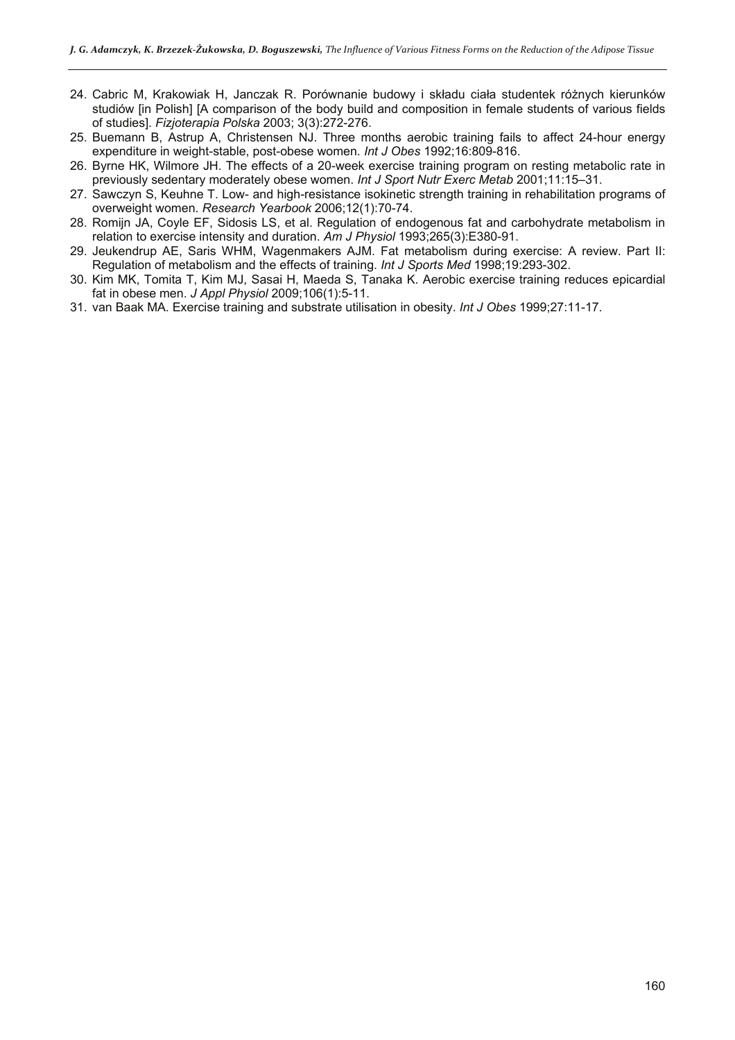24. Cabric M, Krakowiak H, Janczak R. Porównanie budowy i składu ciała studentek różnych kierunków studiów [in Polish] [A comparison of the body build and composition in female students of various fields of studies]. *Fizjoterapia Polska* 2003; 3(3):272-276.
25. Buemann B, Astrup A, Christensen NJ. Three months aerobic training fails to affect 24-hour energy expenditure in weight-stable, post-obese women. *Int J Obes* 1992;16:809-816.
26. Byrne HK, Wilmore JH. The effects of a 20-week exercise training program on resting metabolic rate in previously sedentary moderately obese women. *Int J Sport Nutr Exerc Metab* 2001;11:15–31.
27. Sawczyn S, Keuhne T. Low- and high-resistance isokinetic strength training in rehabilitation programs of overweight women. *Research Yearbook* 2006;12(1):70-74.
28. Romijn JA, Coyle EF, Sidosis LS, et al. Regulation of endogenous fat and carbohydrate metabolism in relation to exercise intensity and duration. *Am J Physiol* 1993;265(3):E380-91.
29. Jeukendrup AE, Saris WHM, Wagenmakers AJM. Fat metabolism during exercise: A review. Part II: Regulation of metabolism and the effects of training. *Int J Sports Med* 1998;19:293-302.
30. Kim MK, Tomita T, Kim MJ, Sasai H, Maeda S, Tanaka K. Aerobic exercise training reduces epicardial fat in obese men. *J Appl Physiol* 2009;106(1):5-11.
31. van Baak MA. Exercise training and substrate utilisation in obesity. *Int J Obes* 1999;27:11-17.